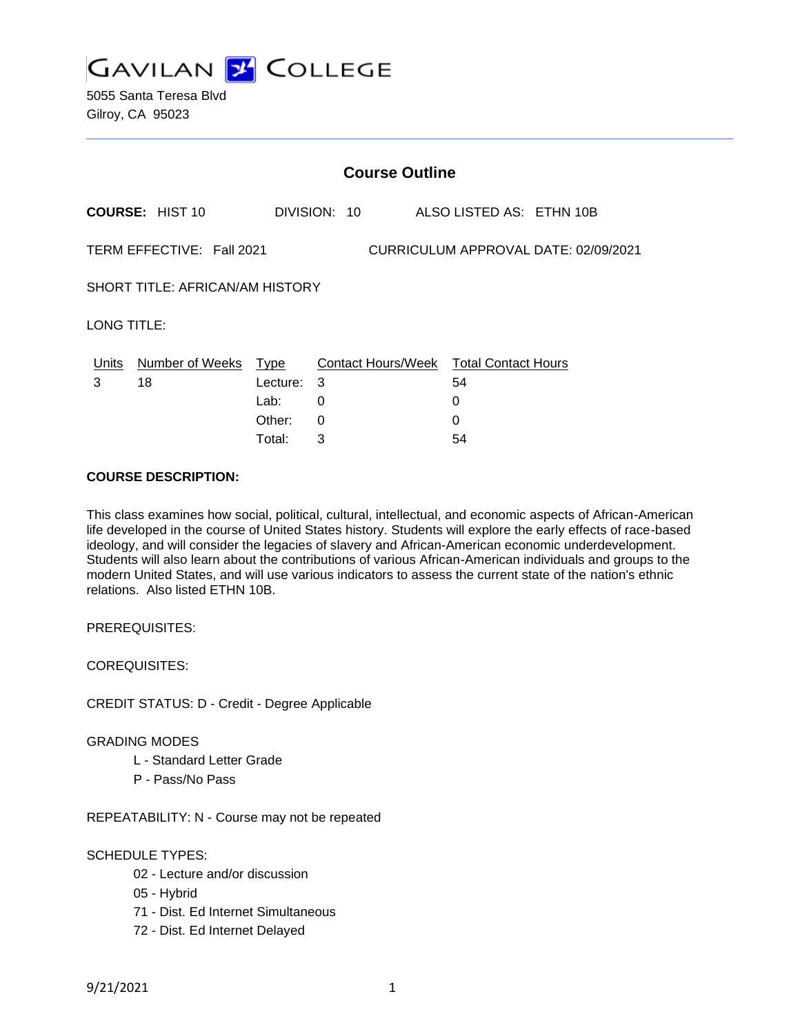# GAVILAN COLLEGE

5055 Santa Teresa Blvd
Gilroy, CA 95023

## Course Outline

**COURSE:** HIST 10 DIVISION: 10 ALSO LISTED AS: ETHN 10B

TERM EFFECTIVE: Fall 2021 CURRICULUM APPROVAL DATE: 02/09/2021

SHORT TITLE: AFRICAN/AM HISTORY

LONG TITLE:

| Units | Number of Weeks | Type | Contact Hours/Week | Total Contact Hours |
|---|---|---|---|---|
| 3 | 18 | Lecture: | 3 | 54 |
| | | Lab: | 0 | 0 |
| | | Other: | 0 | 0 |
| | | Total: | 3 | 54 |

**COURSE DESCRIPTION:**

This class examines how social, political, cultural, intellectual, and economic aspects of African-American life developed in the course of United States history. Students will explore the early effects of race-based ideology, and will consider the legacies of slavery and African-American economic underdevelopment. Students will also learn about the contributions of various African-American individuals and groups to the modern United States, and will use various indicators to assess the current state of the nation's ethnic relations. Also listed ETHN 10B.

PREREQUISITES:

COREQUISITES:

CREDIT STATUS: D - Credit - Degree Applicable

GRADING MODES

- L - Standard Letter Grade
- P - Pass/No Pass

REPEATABILITY: N - Course may not be repeated

SCHEDULE TYPES:

- 02 - Lecture and/or discussion
- 05 - Hybrid
- 71 - Dist. Ed Internet Simultaneous
- 72 - Dist. Ed Internet Delayed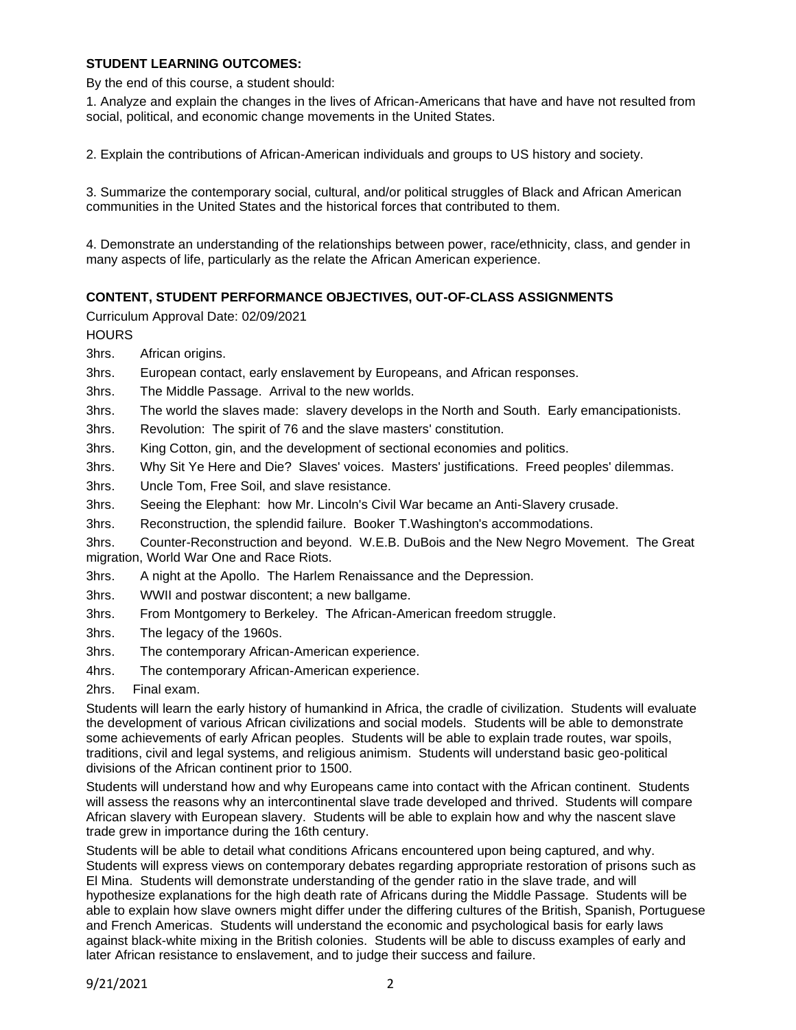**STUDENT LEARNING OUTCOMES:**

By the end of this course, a student should:

1. Analyze and explain the changes in the lives of African-Americans that have and have not resulted from social, political, and economic change movements in the United States.

2. Explain the contributions of African-American individuals and groups to US history and society.

3. Summarize the contemporary social, cultural, and/or political struggles of Black and African American communities in the United States and the historical forces that contributed to them.

4. Demonstrate an understanding of the relationships between power, race/ethnicity, class, and gender in many aspects of life, particularly as the relate the African American experience.

**CONTENT, STUDENT PERFORMANCE OBJECTIVES, OUT-OF-CLASS ASSIGNMENTS**

Curriculum Approval Date: 02/09/2021

HOURS

3hrs. African origins.

3hrs. European contact, early enslavement by Europeans, and African responses.

3hrs. The Middle Passage. Arrival to the new worlds.

3hrs. The world the slaves made: slavery develops in the North and South. Early emancipationists.

3hrs. Revolution: The spirit of 76 and the slave masters' constitution.

3hrs. King Cotton, gin, and the development of sectional economies and politics.

3hrs. Why Sit Ye Here and Die? Slaves' voices. Masters' justifications. Freed peoples' dilemmas.

3hrs. Uncle Tom, Free Soil, and slave resistance.

3hrs. Seeing the Elephant: how Mr. Lincoln's Civil War became an Anti-Slavery crusade.

3hrs. Reconstruction, the splendid failure. Booker T.Washington's accommodations.

3hrs. Counter-Reconstruction and beyond. W.E.B. DuBois and the New Negro Movement. The Great migration, World War One and Race Riots.

3hrs. A night at the Apollo. The Harlem Renaissance and the Depression.

3hrs. WWII and postwar discontent; a new ballgame.

3hrs. From Montgomery to Berkeley. The African-American freedom struggle.

3hrs. The legacy of the 1960s.

3hrs. The contemporary African-American experience.

4hrs. The contemporary African-American experience.

2hrs. Final exam.

Students will learn the early history of humankind in Africa, the cradle of civilization. Students will evaluate the development of various African civilizations and social models. Students will be able to demonstrate some achievements of early African peoples. Students will be able to explain trade routes, war spoils, traditions, civil and legal systems, and religious animism. Students will understand basic geo-political divisions of the African continent prior to 1500.

Students will understand how and why Europeans came into contact with the African continent. Students will assess the reasons why an intercontinental slave trade developed and thrived. Students will compare African slavery with European slavery. Students will be able to explain how and why the nascent slave trade grew in importance during the 16th century.

Students will be able to detail what conditions Africans encountered upon being captured, and why. Students will express views on contemporary debates regarding appropriate restoration of prisons such as El Mina. Students will demonstrate understanding of the gender ratio in the slave trade, and will hypothesize explanations for the high death rate of Africans during the Middle Passage. Students will be able to explain how slave owners might differ under the differing cultures of the British, Spanish, Portuguese and French Americas. Students will understand the economic and psychological basis for early laws against black-white mixing in the British colonies. Students will be able to discuss examples of early and later African resistance to enslavement, and to judge their success and failure.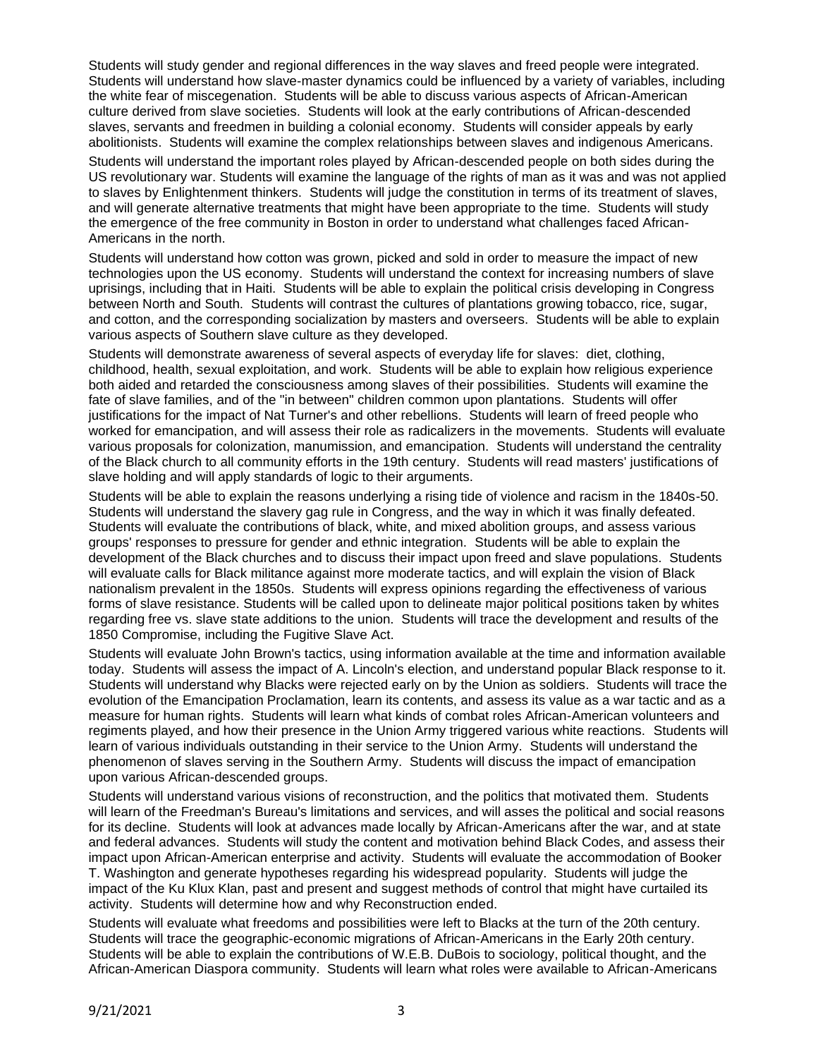Students will study gender and regional differences in the way slaves and freed people were integrated. Students will understand how slave-master dynamics could be influenced by a variety of variables, including the white fear of miscegenation. Students will be able to discuss various aspects of African-American culture derived from slave societies. Students will look at the early contributions of African-descended slaves, servants and freedmen in building a colonial economy. Students will consider appeals by early abolitionists. Students will examine the complex relationships between slaves and indigenous Americans.

Students will understand the important roles played by African-descended people on both sides during the US revolutionary war. Students will examine the language of the rights of man as it was and was not applied to slaves by Enlightenment thinkers. Students will judge the constitution in terms of its treatment of slaves, and will generate alternative treatments that might have been appropriate to the time. Students will study the emergence of the free community in Boston in order to understand what challenges faced African-Americans in the north.

Students will understand how cotton was grown, picked and sold in order to measure the impact of new technologies upon the US economy. Students will understand the context for increasing numbers of slave uprisings, including that in Haiti. Students will be able to explain the political crisis developing in Congress between North and South. Students will contrast the cultures of plantations growing tobacco, rice, sugar, and cotton, and the corresponding socialization by masters and overseers. Students will be able to explain various aspects of Southern slave culture as they developed.

Students will demonstrate awareness of several aspects of everyday life for slaves: diet, clothing, childhood, health, sexual exploitation, and work. Students will be able to explain how religious experience both aided and retarded the consciousness among slaves of their possibilities. Students will examine the fate of slave families, and of the "in between" children common upon plantations. Students will offer justifications for the impact of Nat Turner's and other rebellions. Students will learn of freed people who worked for emancipation, and will assess their role as radicalizers in the movements. Students will evaluate various proposals for colonization, manumission, and emancipation. Students will understand the centrality of the Black church to all community efforts in the 19th century. Students will read masters' justifications of slave holding and will apply standards of logic to their arguments.

Students will be able to explain the reasons underlying a rising tide of violence and racism in the 1840s-50. Students will understand the slavery gag rule in Congress, and the way in which it was finally defeated. Students will evaluate the contributions of black, white, and mixed abolition groups, and assess various groups' responses to pressure for gender and ethnic integration. Students will be able to explain the development of the Black churches and to discuss their impact upon freed and slave populations. Students will evaluate calls for Black militance against more moderate tactics, and will explain the vision of Black nationalism prevalent in the 1850s. Students will express opinions regarding the effectiveness of various forms of slave resistance. Students will be called upon to delineate major political positions taken by whites regarding free vs. slave state additions to the union. Students will trace the development and results of the 1850 Compromise, including the Fugitive Slave Act.

Students will evaluate John Brown's tactics, using information available at the time and information available today. Students will assess the impact of A. Lincoln's election, and understand popular Black response to it. Students will understand why Blacks were rejected early on by the Union as soldiers. Students will trace the evolution of the Emancipation Proclamation, learn its contents, and assess its value as a war tactic and as a measure for human rights. Students will learn what kinds of combat roles African-American volunteers and regiments played, and how their presence in the Union Army triggered various white reactions. Students will learn of various individuals outstanding in their service to the Union Army. Students will understand the phenomenon of slaves serving in the Southern Army. Students will discuss the impact of emancipation upon various African-descended groups.

Students will understand various visions of reconstruction, and the politics that motivated them. Students will learn of the Freedman's Bureau's limitations and services, and will asses the political and social reasons for its decline. Students will look at advances made locally by African-Americans after the war, and at state and federal advances. Students will study the content and motivation behind Black Codes, and assess their impact upon African-American enterprise and activity. Students will evaluate the accommodation of Booker T. Washington and generate hypotheses regarding his widespread popularity. Students will judge the impact of the Ku Klux Klan, past and present and suggest methods of control that might have curtailed its activity. Students will determine how and why Reconstruction ended.

Students will evaluate what freedoms and possibilities were left to Blacks at the turn of the 20th century. Students will trace the geographic-economic migrations of African-Americans in the Early 20th century. Students will be able to explain the contributions of W.E.B. DuBois to sociology, political thought, and the African-American Diaspora community. Students will learn what roles were available to African-Americans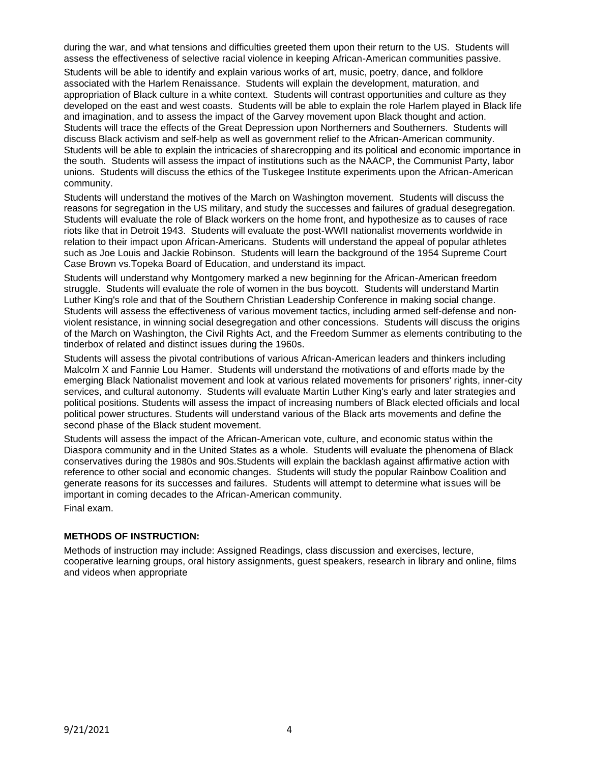during the war, and what tensions and difficulties greeted them upon their return to the US. Students will assess the effectiveness of selective racial violence in keeping African-American communities passive.

Students will be able to identify and explain various works of art, music, poetry, dance, and folklore associated with the Harlem Renaissance. Students will explain the development, maturation, and appropriation of Black culture in a white context. Students will contrast opportunities and culture as they developed on the east and west coasts. Students will be able to explain the role Harlem played in Black life and imagination, and to assess the impact of the Garvey movement upon Black thought and action. Students will trace the effects of the Great Depression upon Northerners and Southerners. Students will discuss Black activism and self-help as well as government relief to the African-American community. Students will be able to explain the intricacies of sharecropping and its political and economic importance in the south. Students will assess the impact of institutions such as the NAACP, the Communist Party, labor unions. Students will discuss the ethics of the Tuskegee Institute experiments upon the African-American community.

Students will understand the motives of the March on Washington movement. Students will discuss the reasons for segregation in the US military, and study the successes and failures of gradual desegregation. Students will evaluate the role of Black workers on the home front, and hypothesize as to causes of race riots like that in Detroit 1943. Students will evaluate the post-WWII nationalist movements worldwide in relation to their impact upon African-Americans. Students will understand the appeal of popular athletes such as Joe Louis and Jackie Robinson. Students will learn the background of the 1954 Supreme Court Case Brown vs.Topeka Board of Education, and understand its impact.

Students will understand why Montgomery marked a new beginning for the African-American freedom struggle. Students will evaluate the role of women in the bus boycott. Students will understand Martin Luther King's role and that of the Southern Christian Leadership Conference in making social change. Students will assess the effectiveness of various movement tactics, including armed self-defense and non-violent resistance, in winning social desegregation and other concessions. Students will discuss the origins of the March on Washington, the Civil Rights Act, and the Freedom Summer as elements contributing to the tinderbox of related and distinct issues during the 1960s.

Students will assess the pivotal contributions of various African-American leaders and thinkers including Malcolm X and Fannie Lou Hamer. Students will understand the motivations of and efforts made by the emerging Black Nationalist movement and look at various related movements for prisoners' rights, inner-city services, and cultural autonomy. Students will evaluate Martin Luther King's early and later strategies and political positions. Students will assess the impact of increasing numbers of Black elected officials and local political power structures. Students will understand various of the Black arts movements and define the second phase of the Black student movement.

Students will assess the impact of the African-American vote, culture, and economic status within the Diaspora community and in the United States as a whole. Students will evaluate the phenomena of Black conservatives during the 1980s and 90s.Students will explain the backlash against affirmative action with reference to other social and economic changes. Students will study the popular Rainbow Coalition and generate reasons for its successes and failures. Students will attempt to determine what issues will be important in coming decades to the African-American community.

Final exam.

## METHODS OF INSTRUCTION:

Methods of instruction may include: Assigned Readings, class discussion and exercises, lecture, cooperative learning groups, oral history assignments, guest speakers, research in library and online, films and videos when appropriate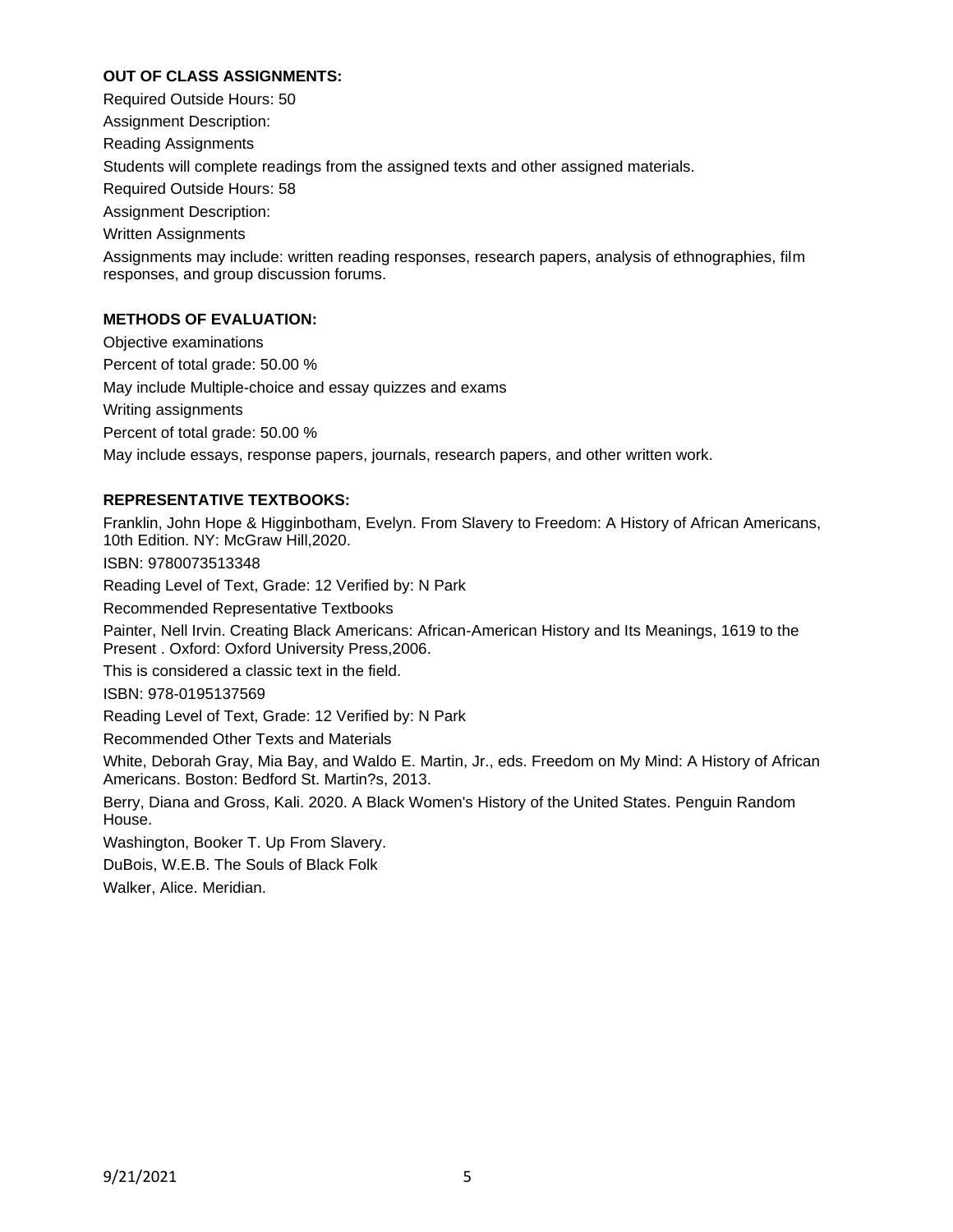**OUT OF CLASS ASSIGNMENTS:**

Required Outside Hours: 50

Assignment Description:

Reading Assignments

Students will complete readings from the assigned texts and other assigned materials.

Required Outside Hours: 58

Assignment Description:

Written Assignments

Assignments may include: written reading responses, research papers, analysis of ethnographies, film responses, and group discussion forums.

**METHODS OF EVALUATION:**

Objective examinations

Percent of total grade: 50.00 %

May include Multiple-choice and essay quizzes and exams

Writing assignments

Percent of total grade: 50.00 %

May include essays, response papers, journals, research papers, and other written work.

**REPRESENTATIVE TEXTBOOKS:**

Franklin, John Hope & Higginbotham, Evelyn. From Slavery to Freedom: A History of African Americans, 10th Edition. NY: McGraw Hill,2020.

ISBN: 9780073513348

Reading Level of Text, Grade: 12 Verified by: N Park

Recommended Representative Textbooks

Painter, Nell Irvin. Creating Black Americans: African-American History and Its Meanings, 1619 to the Present . Oxford: Oxford University Press,2006.

This is considered a classic text in the field.

ISBN: 978-0195137569

Reading Level of Text, Grade: 12 Verified by: N Park

Recommended Other Texts and Materials

White, Deborah Gray, Mia Bay, and Waldo E. Martin, Jr., eds. Freedom on My Mind: A History of African Americans. Boston: Bedford St. Martin?s, 2013.

Berry, Diana and Gross, Kali. 2020. A Black Women's History of the United States. Penguin Random House.

Washington, Booker T. Up From Slavery.

DuBois, W.E.B. The Souls of Black Folk

Walker, Alice. Meridian.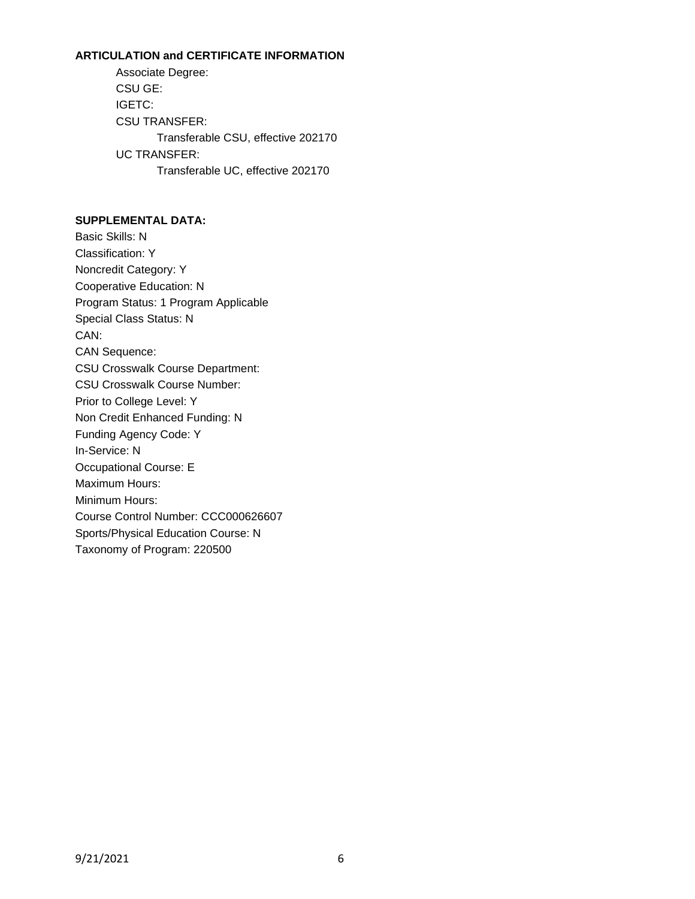**ARTICULATION and CERTIFICATE INFORMATION**

Associate Degree:
CSU GE:
IGETC:
CSU TRANSFER:
Transferable CSU, effective 202170
UC TRANSFER:
Transferable UC, effective 202170

**SUPPLEMENTAL DATA:**

Basic Skills: N
Classification: Y
Noncredit Category: Y
Cooperative Education: N
Program Status: 1 Program Applicable
Special Class Status: N
CAN:
CAN Sequence:
CSU Crosswalk Course Department:
CSU Crosswalk Course Number:
Prior to College Level: Y
Non Credit Enhanced Funding: N
Funding Agency Code: Y
In-Service: N
Occupational Course: E
Maximum Hours:
Minimum Hours:
Course Control Number: CCC000626607
Sports/Physical Education Course: N
Taxonomy of Program: 220500